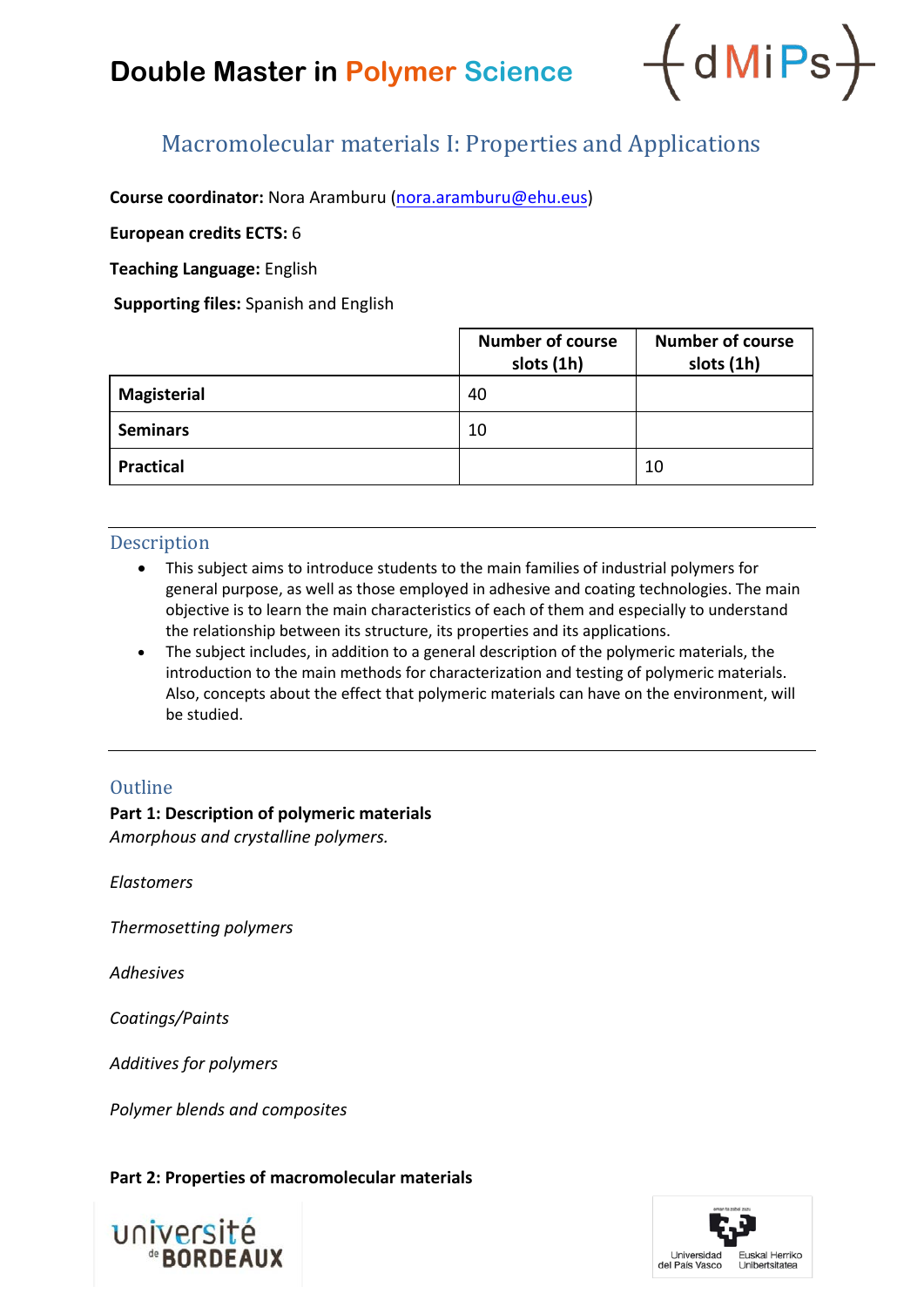# Double Master in Polymer Science

## Macromolecular materials I: Properties and Applications

**Course coordinator:** Nora Aramburu (nora.aramburu@ehu.eus)

**European credits ECTS:** 6

**Teaching Language:** English

**Supporting files:** Spanish and English

| | Number of course slots (1h) | Number of course slots (1h) |
|---|---|---|
| **Magisterial** | 40 | |
| **Seminars** | 10 | |
| **Practical** | | 10 |

### Description

- This subject aims to introduce students to the main families of industrial polymers for general purpose, as well as those employed in adhesive and coating technologies. The main objective is to learn the main characteristics of each of them and especially to understand the relationship between its structure, its properties and its applications.
- The subject includes, in addition to a general description of the polymeric materials, the introduction to the main methods for characterization and testing of polymeric materials. Also, concepts about the effect that polymeric materials can have on the environment, will be studied.

### Outline

**Part 1: Description of polymeric materials**

*Amorphous and crystalline polymers.*

*Elastomers*

*Thermosetting polymers*

*Adhesives*

*Coatings/Paints*

*Additives for polymers*

*Polymer blends and composites*

**Part 2: Properties of macromolecular materials**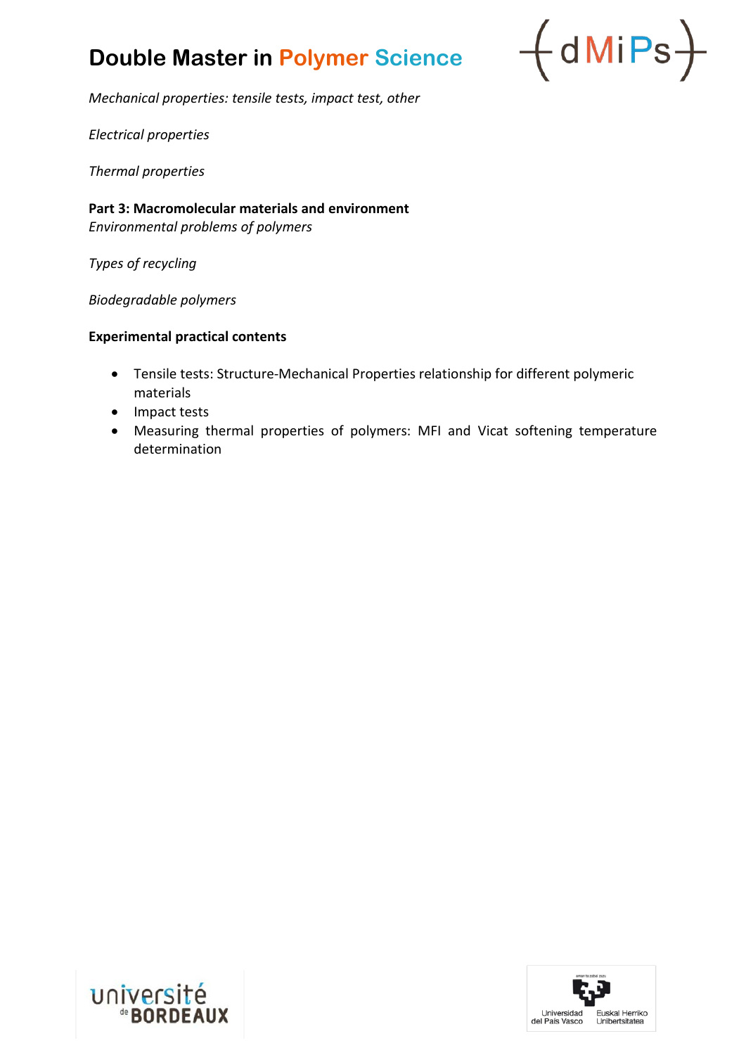*Mechanical properties: tensile tests, impact test, other*

*Electrical properties*

*Thermal properties*

**Part 3: Macromolecular materials and environment**
*Environmental problems of polymers*

*Types of recycling*

*Biodegradable polymers*

**Experimental practical contents**

- Tensile tests: Structure-Mechanical Properties relationship for different polymeric materials
- Impact tests
- Measuring thermal properties of polymers: MFI and Vicat softening temperature determination